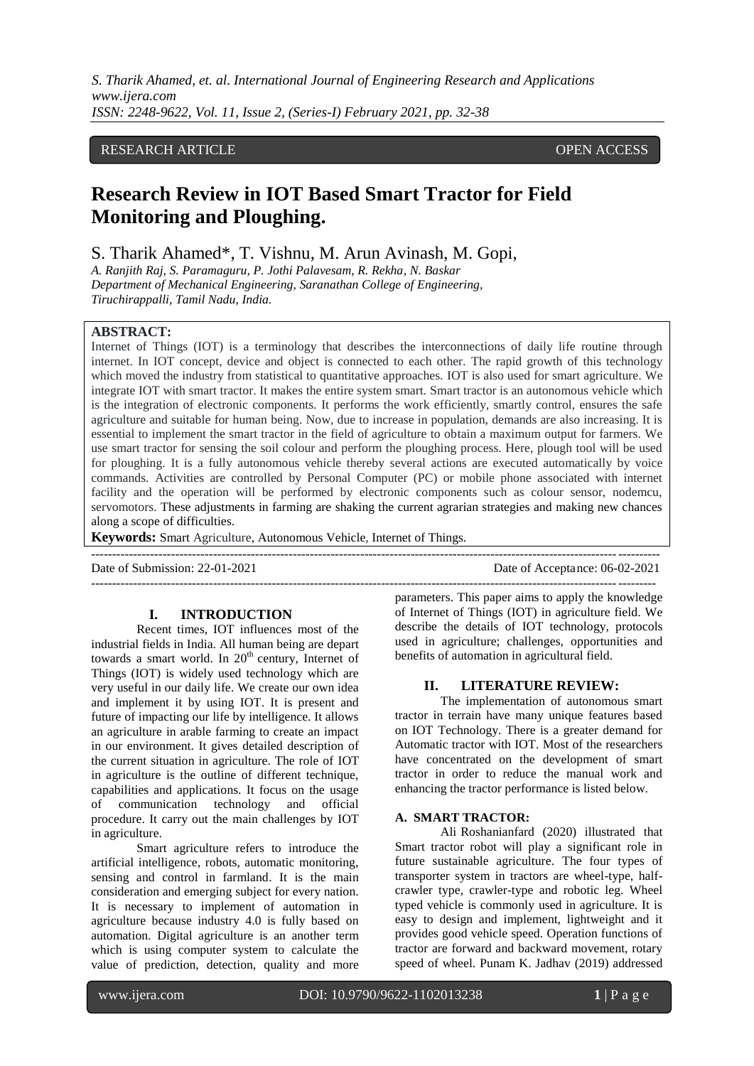RESEARCH ARTICLE OPEN ACCESS

# Research Review in IOT Based Smart Tractor for Field Monitoring and Ploughing.

S. Tharik Ahamed*, T. Vishnu, M. Arun Avinash, M. Gopi,
*A. Ranjith Raj, S. Paramaguru, P. Jothi Palavesam, R. Rekha, N. Baskar*
*Department of Mechanical Engineering, Saranathan College of Engineering, Tiruchirappalli, Tamil Nadu, India.*

**ABSTRACT:**
Internet of Things (IOT) is a terminology that describes the interconnections of daily life routine through internet. In IOT concept, device and object is connected to each other. The rapid growth of this technology which moved the industry from statistical to quantitative approaches. IOT is also used for smart agriculture. We integrate IOT with smart tractor. It makes the entire system smart. Smart tractor is an autonomous vehicle which is the integration of electronic components. It performs the work efficiently, smartly control, ensures the safe agriculture and suitable for human being. Now, due to increase in population, demands are also increasing. It is essential to implement the smart tractor in the field of agriculture to obtain a maximum output for farmers. We use smart tractor for sensing the soil colour and perform the ploughing process. Here, plough tool will be used for ploughing. It is a fully autonomous vehicle thereby several actions are executed automatically by voice commands. Activities are controlled by Personal Computer (PC) or mobile phone associated with internet facility and the operation will be performed by electronic components such as colour sensor, nodemcu, servomotors. These adjustments in farming are shaking the current agrarian strategies and making new chances along a scope of difficulties.

**Keywords:** Smart Agriculture, Autonomous Vehicle, Internet of Things.

Date of Submission: 22-01-2021 Date of Acceptance: 06-02-2021

## I. INTRODUCTION

Recent times, IOT influences most of the industrial fields in India. All human being are depart towards a smart world. In 20th century, Internet of Things (IOT) is widely used technology which are very useful in our daily life. We create our own idea and implement it by using IOT. It is present and future of impacting our life by intelligence. It allows an agriculture in arable farming to create an impact in our environment. It gives detailed description of the current situation in agriculture. The role of IOT in agriculture is the outline of different technique, capabilities and applications. It focus on the usage of communication technology and official procedure. It carry out the main challenges by IOT in agriculture.

Smart agriculture refers to introduce the artificial intelligence, robots, automatic monitoring, sensing and control in farmland. It is the main consideration and emerging subject for every nation. It is necessary to implement of automation in agriculture because industry 4.0 is fully based on automation. Digital agriculture is an another term which is using computer system to calculate the value of prediction, detection, quality and more parameters. This paper aims to apply the knowledge of Internet of Things (IOT) in agriculture field. We describe the details of IOT technology, protocols used in agriculture; challenges, opportunities and benefits of automation in agricultural field.

## II. LITERATURE REVIEW:

The implementation of autonomous smart tractor in terrain have many unique features based on IOT Technology. There is a greater demand for Automatic tractor with IOT. Most of the researchers have concentrated on the development of smart tractor in order to reduce the manual work and enhancing the tractor performance is listed below.

### A. SMART TRACTOR:

Ali Roshanianfard (2020) illustrated that Smart tractor robot will play a significant role in future sustainable agriculture. The four types of transporter system in tractors are wheel-type, half-crawler type, crawler-type and robotic leg. Wheel typed vehicle is commonly used in agriculture. It is easy to design and implement, lightweight and it provides good vehicle speed. Operation functions of tractor are forward and backward movement, rotary speed of wheel. Punam K. Jadhav (2019) addressed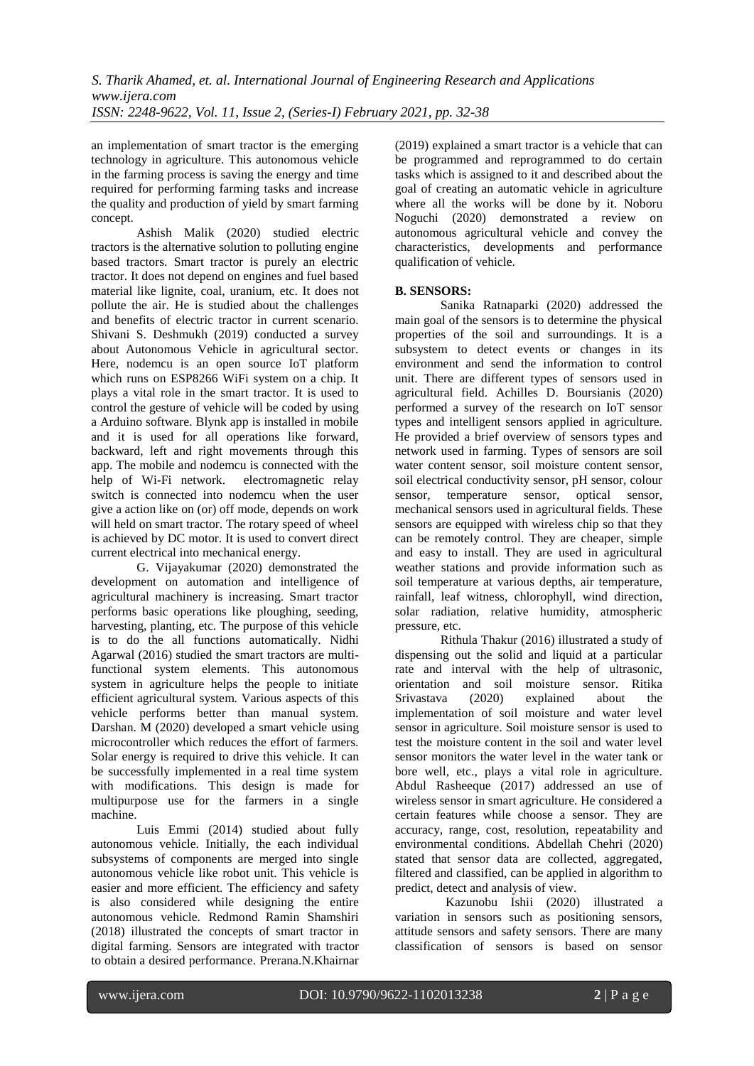an implementation of smart tractor is the emerging technology in agriculture. This autonomous vehicle in the farming process is saving the energy and time required for performing farming tasks and increase the quality and production of yield by smart farming concept.

Ashish Malik (2020) studied electric tractors is the alternative solution to polluting engine based tractors. Smart tractor is purely an electric tractor. It does not depend on engines and fuel based material like lignite, coal, uranium, etc. It does not pollute the air. He is studied about the challenges and benefits of electric tractor in current scenario. Shivani S. Deshmukh (2019) conducted a survey about Autonomous Vehicle in agricultural sector. Here, nodemcu is an open source IoT platform which runs on ESP8266 WiFi system on a chip. It plays a vital role in the smart tractor. It is used to control the gesture of vehicle will be coded by using a Arduino software. Blynk app is installed in mobile and it is used for all operations like forward, backward, left and right movements through this app. The mobile and nodemcu is connected with the help of Wi-Fi network. electromagnetic relay switch is connected into nodemcu when the user give a action like on (or) off mode, depends on work will held on smart tractor. The rotary speed of wheel is achieved by DC motor. It is used to convert direct current electrical into mechanical energy.

G. Vijayakumar (2020) demonstrated the development on automation and intelligence of agricultural machinery is increasing. Smart tractor performs basic operations like ploughing, seeding, harvesting, planting, etc. The purpose of this vehicle is to do the all functions automatically. Nidhi Agarwal (2016) studied the smart tractors are multi-functional system elements. This autonomous system in agriculture helps the people to initiate efficient agricultural system. Various aspects of this vehicle performs better than manual system. Darshan. M (2020) developed a smart vehicle using microcontroller which reduces the effort of farmers. Solar energy is required to drive this vehicle. It can be successfully implemented in a real time system with modifications. This design is made for multipurpose use for the farmers in a single machine.

Luis Emmi (2014) studied about fully autonomous vehicle. Initially, the each individual subsystems of components are merged into single autonomous vehicle like robot unit. This vehicle is easier and more efficient. The efficiency and safety is also considered while designing the entire autonomous vehicle. Redmond Ramin Shamshiri (2018) illustrated the concepts of smart tractor in digital farming. Sensors are integrated with tractor to obtain a desired performance. Prerana.N.Khairnar (2019) explained a smart tractor is a vehicle that can be programmed and reprogrammed to do certain tasks which is assigned to it and described about the goal of creating an automatic vehicle in agriculture where all the works will be done by it. Noboru Noguchi (2020) demonstrated a review on autonomous agricultural vehicle and convey the characteristics, developments and performance qualification of vehicle.

**B. SENSORS:**

Sanika Ratnaparki (2020) addressed the main goal of the sensors is to determine the physical properties of the soil and surroundings. It is a subsystem to detect events or changes in its environment and send the information to control unit. There are different types of sensors used in agricultural field. Achilles D. Boursianis (2020) performed a survey of the research on IoT sensor types and intelligent sensors applied in agriculture. He provided a brief overview of sensors types and network used in farming. Types of sensors are soil water content sensor, soil moisture content sensor, soil electrical conductivity sensor, pH sensor, colour sensor, temperature sensor, optical sensor, mechanical sensors used in agricultural fields. These sensors are equipped with wireless chip so that they can be remotely control. They are cheaper, simple and easy to install. They are used in agricultural weather stations and provide information such as soil temperature at various depths, air temperature, rainfall, leaf witness, chlorophyll, wind direction, solar radiation, relative humidity, atmospheric pressure, etc.

Rithula Thakur (2016) illustrated a study of dispensing out the solid and liquid at a particular rate and interval with the help of ultrasonic, orientation and soil moisture sensor. Ritika Srivastava (2020) explained about the implementation of soil moisture and water level sensor in agriculture. Soil moisture sensor is used to test the moisture content in the soil and water level sensor monitors the water level in the water tank or bore well, etc., plays a vital role in agriculture. Abdul Rasheeque (2017) addressed an use of wireless sensor in smart agriculture. He considered a certain features while choose a sensor. They are accuracy, range, cost, resolution, repeatability and environmental conditions. Abdellah Chehri (2020) stated that sensor data are collected, aggregated, filtered and classified, can be applied in algorithm to predict, detect and analysis of view.

Kazunobu Ishii (2020) illustrated a variation in sensors such as positioning sensors, attitude sensors and safety sensors. There are many classification of sensors is based on sensor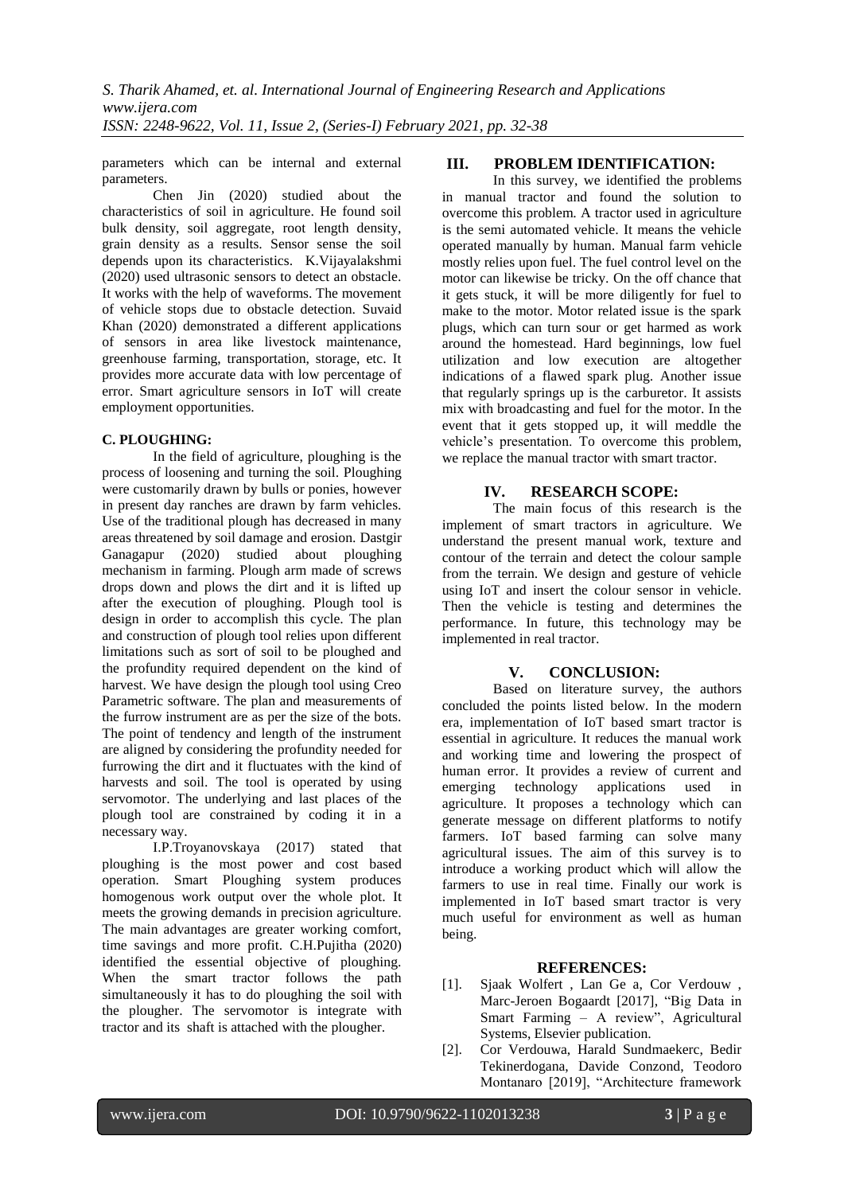parameters which can be internal and external parameters.

Chen Jin (2020) studied about the characteristics of soil in agriculture. He found soil bulk density, soil aggregate, root length density, grain density as a results. Sensor sense the soil depends upon its characteristics. K.Vijayalakshmi (2020) used ultrasonic sensors to detect an obstacle. It works with the help of waveforms. The movement of vehicle stops due to obstacle detection. Suvaid Khan (2020) demonstrated a different applications of sensors in area like livestock maintenance, greenhouse farming, transportation, storage, etc. It provides more accurate data with low percentage of error. Smart agriculture sensors in IoT will create employment opportunities.

### C. PLOUGHING:

In the field of agriculture, ploughing is the process of loosening and turning the soil. Ploughing were customarily drawn by bulls or ponies, however in present day ranches are drawn by farm vehicles. Use of the traditional plough has decreased in many areas threatened by soil damage and erosion. Dastgir Ganagapur (2020) studied about ploughing mechanism in farming. Plough arm made of screws drops down and plows the dirt and it is lifted up after the execution of ploughing. Plough tool is design in order to accomplish this cycle. The plan and construction of plough tool relies upon different limitations such as sort of soil to be ploughed and the profundity required dependent on the kind of harvest. We have design the plough tool using Creo Parametric software. The plan and measurements of the furrow instrument are as per the size of the bots. The point of tendency and length of the instrument are aligned by considering the profundity needed for furrowing the dirt and it fluctuates with the kind of harvests and soil. The tool is operated by using servomotor. The underlying and last places of the plough tool are constrained by coding it in a necessary way.

I.P.Troyanovskaya (2017) stated that ploughing is the most power and cost based operation. Smart Ploughing system produces homogenous work output over the whole plot. It meets the growing demands in precision agriculture. The main advantages are greater working comfort, time savings and more profit. C.H.Pujitha (2020) identified the essential objective of ploughing. When the smart tractor follows the path simultaneously it has to do ploughing the soil with the plougher. The servomotor is integrate with tractor and its shaft is attached with the plougher.

## III. PROBLEM IDENTIFICATION:

In this survey, we identified the problems in manual tractor and found the solution to overcome this problem. A tractor used in agriculture is the semi automated vehicle. It means the vehicle operated manually by human. Manual farm vehicle mostly relies upon fuel. The fuel control level on the motor can likewise be tricky. On the off chance that it gets stuck, it will be more diligently for fuel to make to the motor. Motor related issue is the spark plugs, which can turn sour or get harmed as work around the homestead. Hard beginnings, low fuel utilization and low execution are altogether indications of a flawed spark plug. Another issue that regularly springs up is the carburetor. It assists mix with broadcasting and fuel for the motor. In the event that it gets stopped up, it will meddle the vehicle's presentation. To overcome this problem, we replace the manual tractor with smart tractor.

## IV. RESEARCH SCOPE:

The main focus of this research is the implement of smart tractors in agriculture. We understand the present manual work, texture and contour of the terrain and detect the colour sample from the terrain. We design and gesture of vehicle using IoT and insert the colour sensor in vehicle. Then the vehicle is testing and determines the performance. In future, this technology may be implemented in real tractor.

## V. CONCLUSION:

Based on literature survey, the authors concluded the points listed below. In the modern era, implementation of IoT based smart tractor is essential in agriculture. It reduces the manual work and working time and lowering the prospect of human error. It provides a review of current and emerging technology applications used in agriculture. It proposes a technology which can generate message on different platforms to notify farmers. IoT based farming can solve many agricultural issues. The aim of this survey is to introduce a working product which will allow the farmers to use in real time. Finally our work is implemented in IoT based smart tractor is very much useful for environment as well as human being.

## REFERENCES:

[1]. Sjaak Wolfert , Lan Ge a, Cor Verdouw , Marc-Jeroen Bogaardt [2017], "Big Data in Smart Farming – A review", Agricultural Systems, Elsevier publication.

[2]. Cor Verdouwa, Harald Sundmaekerc, Bedir Tekinerdogana, Davide Conzond, Teodoro Montanaro [2019], "Architecture framework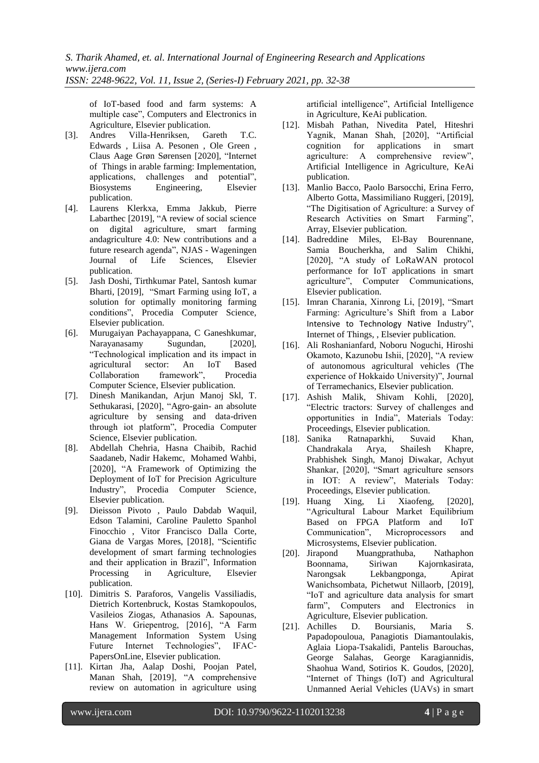of IoT-based food and farm systems: A multiple case", Computers and Electronics in Agriculture, Elsevier publication.

[3]. Andres Villa-Henriksen, Gareth T.C. Edwards , Liisa A. Pesonen , Ole Green , Claus Aage Grøn Sørensen [2020], "Internet of Things in arable farming: Implementation, applications, challenges and potential", Biosystems Engineering, Elsevier publication.

[4]. Laurens Klerkxa, Emma Jakkub, Pierre Labarthec [2019], "A review of social science on digital agriculture, smart farming andagriculture 4.0: New contributions and a future research agenda", NJAS - Wageningen Journal of Life Sciences, Elsevier publication.

[5]. Jash Doshi, Tirthkumar Patel, Santosh kumar Bharti, [2019], "Smart Farming using IoT, a solution for optimally monitoring farming conditions", Procedia Computer Science, Elsevier publication.

[6]. Murugaiyan Pachayappana, C Ganeshkumar, Narayanasamy Sugundan, [2020], "Technological implication and its impact in agricultural sector: An IoT Based Collaboration framework", Procedia Computer Science, Elsevier publication.

[7]. Dinesh Manikandan, Arjun Manoj Skl, T. Sethukarasi, [2020], "Agro-gain- an absolute agriculture by sensing and data-driven through iot platform", Procedia Computer Science, Elsevier publication.

[8]. Abdellah Chehria, Hasna Chaibib, Rachid Saadaneb, Nadir Hakemc, Mohamed Wahbi, [2020], "A Framework of Optimizing the Deployment of IoT for Precision Agriculture Industry", Procedia Computer Science, Elsevier publication.

[9]. Dieisson Pivoto , Paulo Dabdab Waquil, Edson Talamini, Caroline Pauletto Spanhol Finocchio , Vitor Francisco Dalla Corte, Giana de Vargas Mores, [2018], "Scientific development of smart farming technologies and their application in Brazil", Information Processing in Agriculture, Elsevier publication.

[10]. Dimitris S. Paraforos, Vangelis Vassiliadis, Dietrich Kortenbruck, Kostas Stamkopoulos, Vasileios Ziogas, Athanasios A. Sapounas, Hans W. Griepentrog, [2016], "A Farm Management Information System Using Future Internet Technologies", IFAC-PapersOnLine, Elsevier publication.

[11]. Kirtan Jha, Aalap Doshi, Poojan Patel, Manan Shah, [2019], "A comprehensive review on automation in agriculture using artificial intelligence", Artificial Intelligence in Agriculture, KeAi publication.

[12]. Misbah Pathan, Nivedita Patel, Hiteshri Yagnik, Manan Shah, [2020], "Artificial cognition for applications in smart agriculture: A comprehensive review", Artificial Intelligence in Agriculture, KeAi publication.

[13]. Manlio Bacco, Paolo Barsocchi, Erina Ferro, Alberto Gotta, Massimiliano Ruggeri, [2019], "The Digitisation of Agriculture: a Survey of Research Activities on Smart Farming", Array, Elsevier publication.

[14]. Badreddine Miles, El-Bay Bourennane, Samia Boucherkha, and Salim Chikhi, [2020], "A study of LoRaWAN protocol performance for IoT applications in smart agriculture", Computer Communications, Elsevier publication.

[15]. Imran Charania, Xinrong Li, [2019], "Smart Farming: Agriculture's Shift from a Labor Intensive to Technology Native Industry", Internet of Things, , Elsevier publication.

[16]. Ali Roshanianfard, Noboru Noguchi, Hiroshi Okamoto, Kazunobu Ishii, [2020], "A review of autonomous agricultural vehicles (The experience of Hokkaido University)", Journal of Terramechanics, Elsevier publication.

[17]. Ashish Malik, Shivam Kohli, [2020], "Electric tractors: Survey of challenges and opportunities in India", Materials Today: Proceedings, Elsevier publication.

[18]. Sanika Ratnaparkhi, Suvaid Khan, Chandrakala Arya, Shailesh Khapre, Prabhishek Singh, Manoj Diwakar, Achyut Shankar, [2020], "Smart agriculture sensors in IOT: A review", Materials Today: Proceedings, Elsevier publication.

[19]. Huang Xing, Li Xiaofeng, [2020], "Agricultural Labour Market Equilibrium Based on FPGA Platform and IoT Communication", Microprocessors and Microsystems, Elsevier publication.

[20]. Jirapond Muangprathuba, Nathaphon Boonnama, Siriwan Kajornkasirata, Narongsak Lekbangponga, Apirat Wanichsombata, Pichetwut Nillaorb, [2019], "IoT and agriculture data analysis for smart farm", Computers and Electronics in Agriculture, Elsevier publication.

[21]. Achilles D. Boursianis, Maria S. Papadopouloua, Panagiotis Diamantoulakis, Aglaia Liopa-Tsakalidi, Pantelis Barouchas, George Salahas, George Karagiannidis, Shaohua Wand, Sotirios K. Goudos, [2020], "Internet of Things (IoT) and Agricultural Unmanned Aerial Vehicles (UAVs) in smart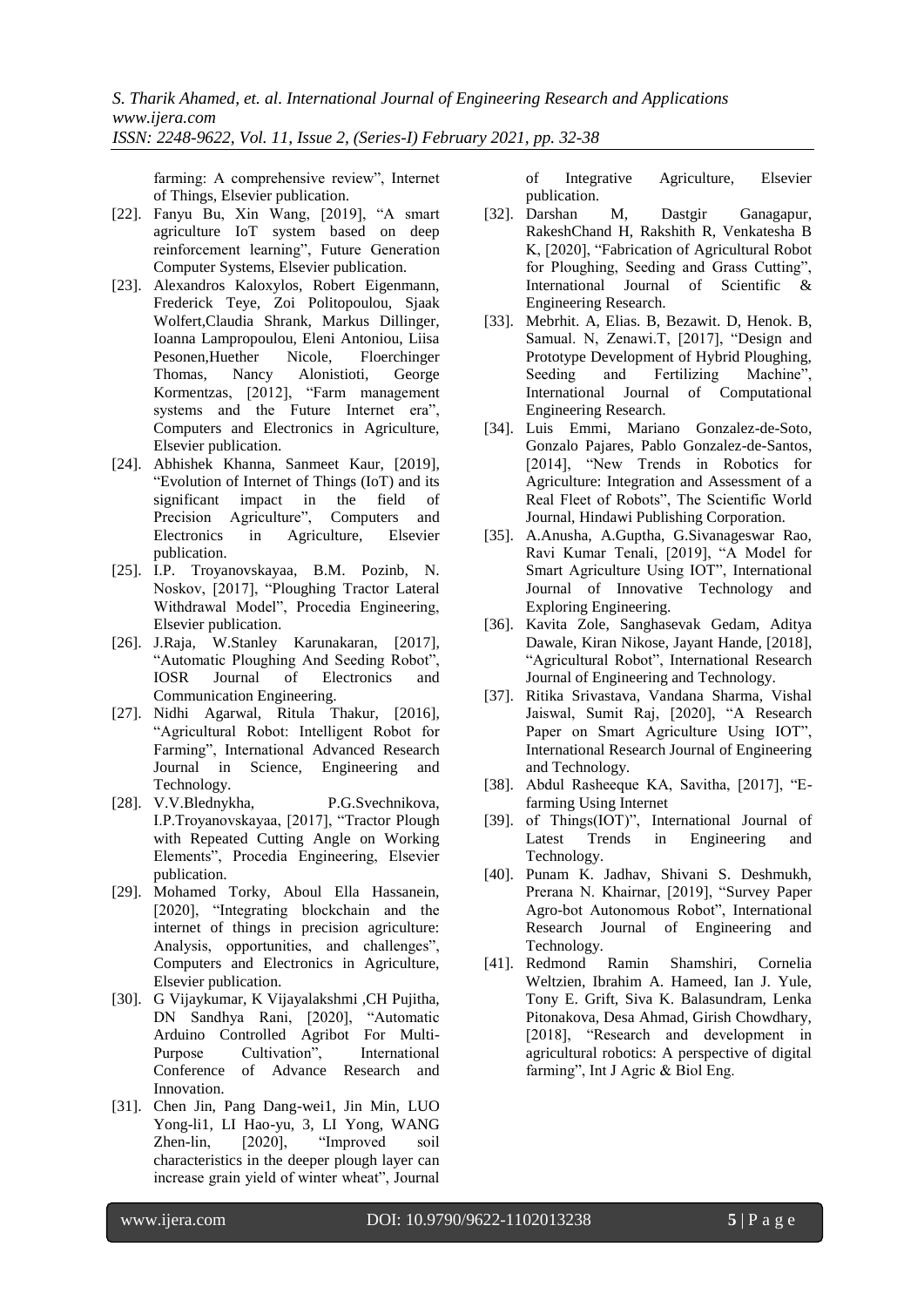farming: A comprehensive review", Internet of Things, Elsevier publication.

[22]. Fanyu Bu, Xin Wang, [2019], "A smart agriculture IoT system based on deep reinforcement learning", Future Generation Computer Systems, Elsevier publication.

[23]. Alexandros Kaloxylos, Robert Eigenmann, Frederick Teye, Zoi Politopoulou, Sjaak Wolfert,Claudia Shrank, Markus Dillinger, Ioanna Lampropoulou, Eleni Antoniou, Liisa Pesonen,Huether Nicole, Floerchinger Thomas, Nancy Alonistioti, George Kormentzas, [2012], "Farm management systems and the Future Internet era", Computers and Electronics in Agriculture, Elsevier publication.

[24]. Abhishek Khanna, Sanmeet Kaur, [2019], "Evolution of Internet of Things (IoT) and its significant impact in the field of Precision Agriculture", Computers and Electronics in Agriculture, Elsevier publication.

[25]. I.P. Troyanovskayaa, B.M. Pozinb, N. Noskov, [2017], "Ploughing Tractor Lateral Withdrawal Model", Procedia Engineering, Elsevier publication.

[26]. J.Raja, W.Stanley Karunakaran, [2017], "Automatic Ploughing And Seeding Robot", IOSR Journal of Electronics and Communication Engineering.

[27]. Nidhi Agarwal, Ritula Thakur, [2016], "Agricultural Robot: Intelligent Robot for Farming", International Advanced Research Journal in Science, Engineering and Technology.

[28]. V.V.Blednykha, P.G.Svechnikova, I.P.Troyanovskayaa, [2017], "Tractor Plough with Repeated Cutting Angle on Working Elements", Procedia Engineering, Elsevier publication.

[29]. Mohamed Torky, Aboul Ella Hassanein, [2020], "Integrating blockchain and the internet of things in precision agriculture: Analysis, opportunities, and challenges", Computers and Electronics in Agriculture, Elsevier publication.

[30]. G Vijaykumar, K Vijayalakshmi ,CH Pujitha, DN Sandhya Rani, [2020], "Automatic Arduino Controlled Agribot For Multi-Purpose Cultivation", International Conference of Advance Research and Innovation.

[31]. Chen Jin, Pang Dang-wei1, Jin Min, LUO Yong-li1, LI Hao-yu, 3, LI Yong, WANG Zhen-lin, [2020], "Improved soil characteristics in the deeper plough layer can increase grain yield of winter wheat", Journal of Integrative Agriculture, Elsevier publication.

[32]. Darshan M, Dastgir Ganagapur, RakeshChand H, Rakshith R, Venkatesha B K, [2020], "Fabrication of Agricultural Robot for Ploughing, Seeding and Grass Cutting", International Journal of Scientific & Engineering Research.

[33]. Mebrhit. A, Elias. B, Bezawit. D, Henok. B, Samual. N, Zenawi.T, [2017], "Design and Prototype Development of Hybrid Ploughing, Seeding and Fertilizing Machine", International Journal of Computational Engineering Research.

[34]. Luis Emmi, Mariano Gonzalez-de-Soto, Gonzalo Pajares, Pablo Gonzalez-de-Santos, [2014], "New Trends in Robotics for Agriculture: Integration and Assessment of a Real Fleet of Robots", The Scientific World Journal, Hindawi Publishing Corporation.

[35]. A.Anusha, A.Guptha, G.Sivanageswar Rao, Ravi Kumar Tenali, [2019], "A Model for Smart Agriculture Using IOT", International Journal of Innovative Technology and Exploring Engineering.

[36]. Kavita Zole, Sanghasevak Gedam, Aditya Dawale, Kiran Nikose, Jayant Hande, [2018], "Agricultural Robot", International Research Journal of Engineering and Technology.

[37]. Ritika Srivastava, Vandana Sharma, Vishal Jaiswal, Sumit Raj, [2020], "A Research Paper on Smart Agriculture Using IOT", International Research Journal of Engineering and Technology.

[38]. Abdul Rasheeque KA, Savitha, [2017], "E-farming Using Internet

[39]. of Things(IOT)", International Journal of Latest Trends in Engineering and Technology.

[40]. Punam K. Jadhav, Shivani S. Deshmukh, Prerana N. Khairnar, [2019], "Survey Paper Agro-bot Autonomous Robot", International Research Journal of Engineering and Technology.

[41]. Redmond Ramin Shamshiri, Cornelia Weltzien, Ibrahim A. Hameed, Ian J. Yule, Tony E. Grift, Siva K. Balasundram, Lenka Pitonakova, Desa Ahmad, Girish Chowdhary, [2018], "Research and development in agricultural robotics: A perspective of digital farming", Int J Agric & Biol Eng.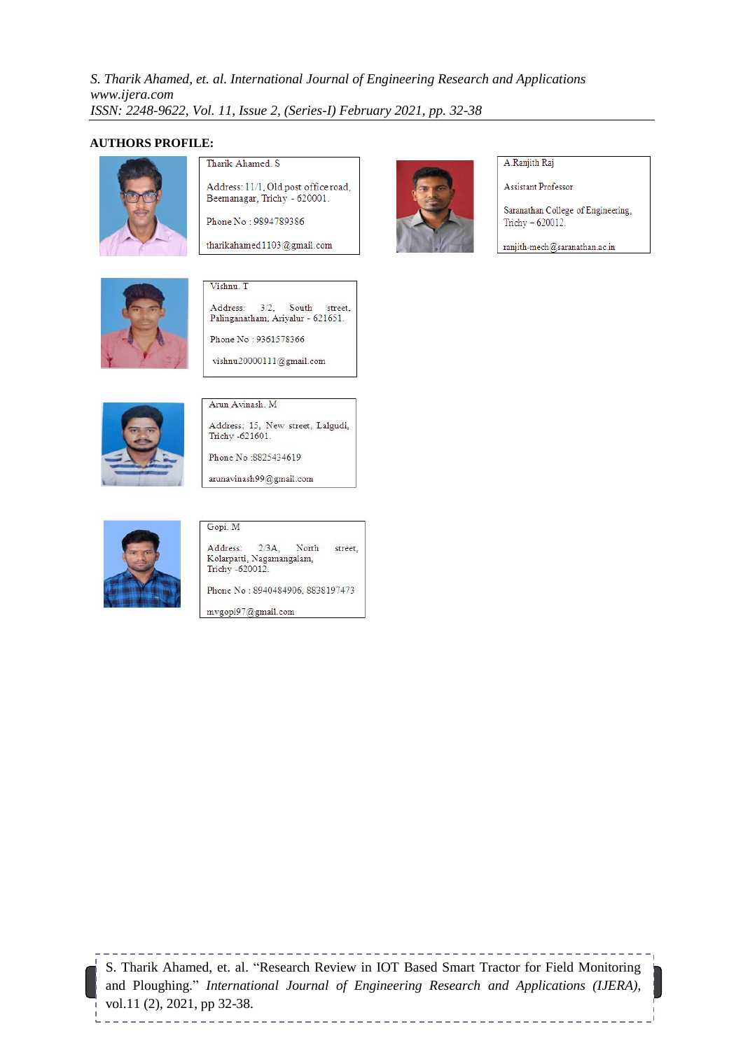**AUTHORS PROFILE:**

Tharik Ahamed. S

Address: 11/1, Old post office road, Beemanagar, Trichy - 620001.

Phone No : 9894789386

tharikahamed1103@gmail.com

A.Ranjith Raj

Assistant Professor

Saranathan College of Engineering, Trichy – 620012.

ranjith-mech@saranathan.ac.in

Vishnu. T

Address: 3/2, South street, Palinganatham, Ariyalur - 621651.

Phone No : 9361578366

vishnu20000111@gmail.com

Arun Avinash. M

Address: 15, New street, Lalgudi, Trichy -621601.

Phone No :8825434619

arunavinash99@gmail.com

Gopi. M

Address: 2/3A, North street, Kolarpatti, Nagamangalam, Trichy -620012.

Phone No : 8940484906, 8838197473

mvgopi97@gmail.com

S. Tharik Ahamed, et. al. "Research Review in IOT Based Smart Tractor for Field Monitoring and Ploughing." *International Journal of Engineering Research and Applications (IJERA)*, vol.11 (2), 2021, pp 32-38.